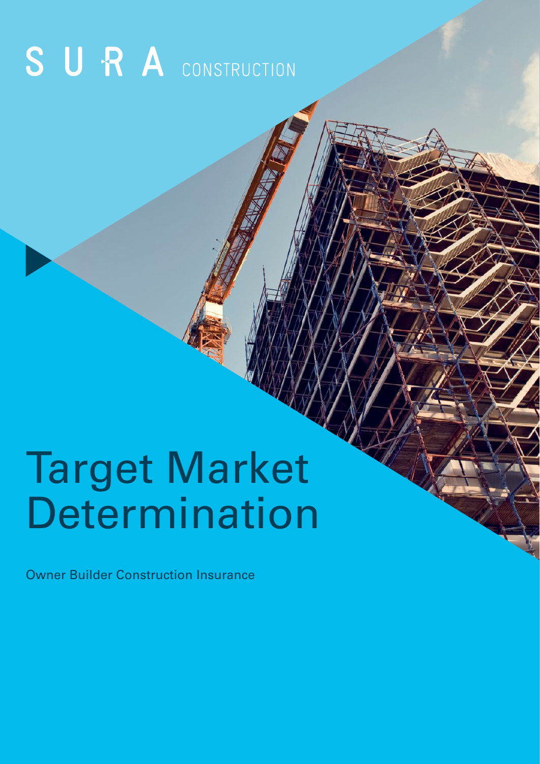SURA CONSTRUCTION

# Target Market Determination

Owner Builder Construction Insurance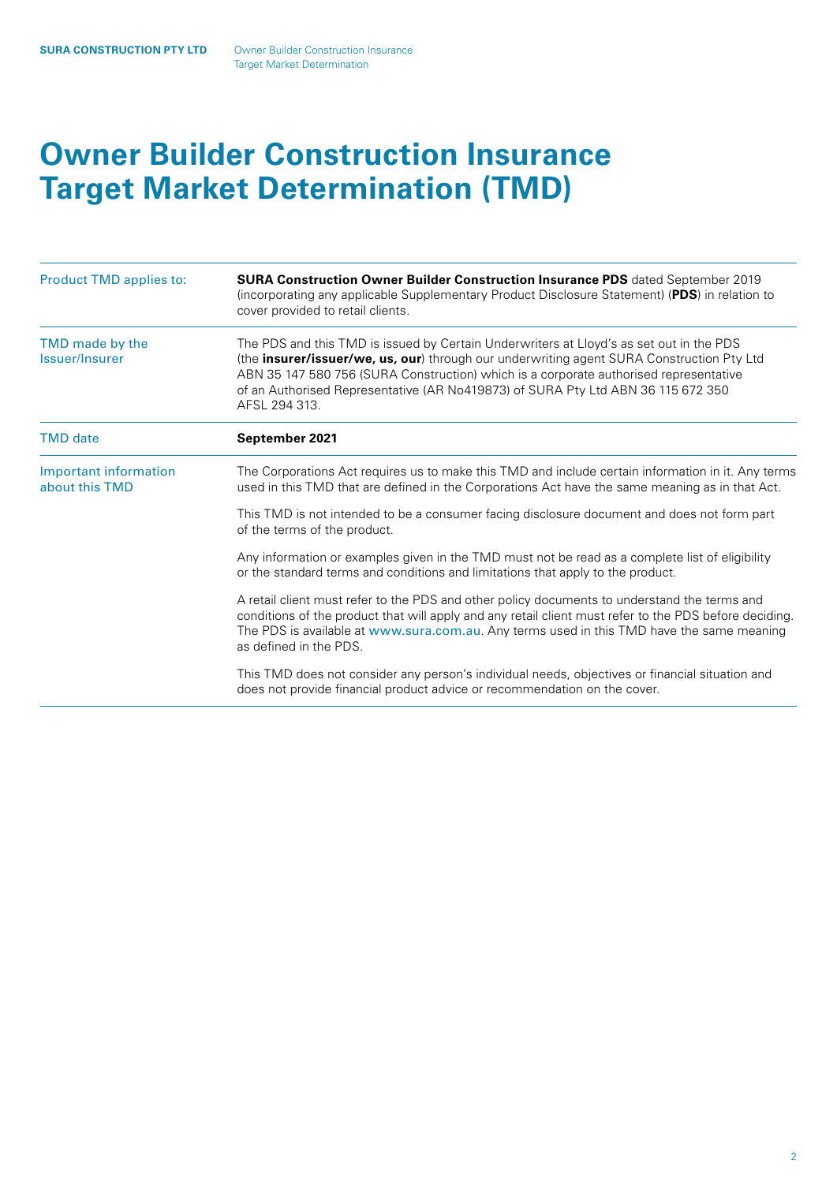# Owner Builder Construction Insurance Target Market Determination (TMD)

| | |
|---|---|
| Product TMD applies to: | **SURA Construction Owner Builder Construction Insurance PDS** dated September 2019 (incorporating any applicable Supplementary Product Disclosure Statement) (**PDS**) in relation to cover provided to retail clients. |
| TMD made by the Issuer/Insurer | The PDS and this TMD is issued by Certain Underwriters at Lloyd's as set out in the PDS (the **insurer/issuer/we, us, our**) through our underwriting agent SURA Construction Pty Ltd ABN 35 147 580 756 (SURA Construction) which is a corporate authorised representative of an Authorised Representative (AR No419873) of SURA Pty Ltd ABN 36 115 672 350 AFSL 294 313. |
| TMD date | **September 2021** |
| Important information about this TMD | The Corporations Act requires us to make this TMD and include certain information in it. Any terms used in this TMD that are defined in the Corporations Act have the same meaning as in that Act.<br><br>This TMD is not intended to be a consumer facing disclosure document and does not form part of the terms of the product.<br><br>Any information or examples given in the TMD must not be read as a complete list of eligibility or the standard terms and conditions and limitations that apply to the product.<br><br>A retail client must refer to the PDS and other policy documents to understand the terms and conditions of the product that will apply and any retail client must refer to the PDS before deciding. The PDS is available at www.sura.com.au. Any terms used in this TMD have the same meaning as defined in the PDS.<br><br>This TMD does not consider any person's individual needs, objectives or financial situation and does not provide financial product advice or recommendation on the cover. |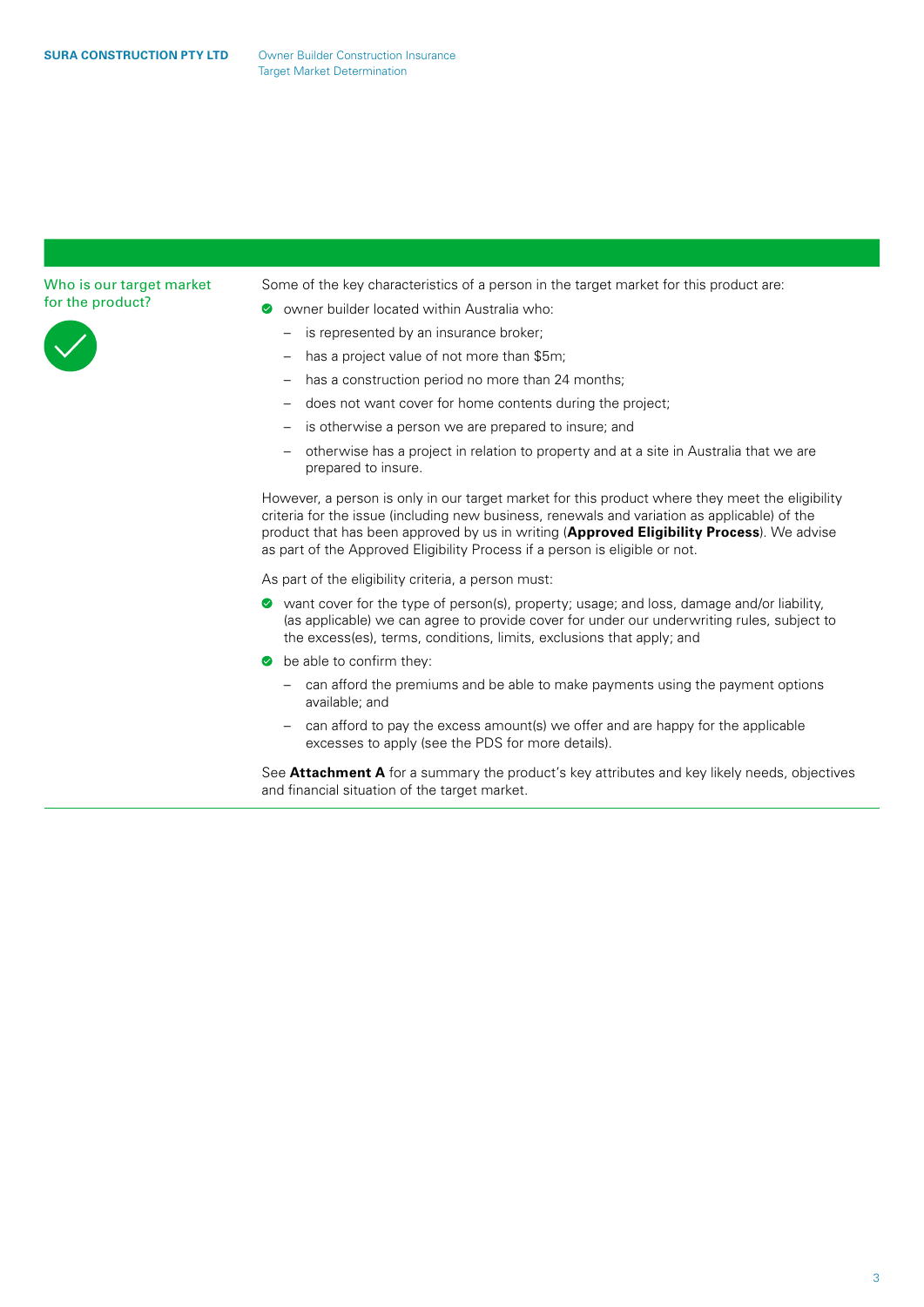## Who is our target market for the product?

Some of the key characteristics of a person in the target market for this product are:

- owner builder located within Australia who:
  - is represented by an insurance broker;
  - has a project value of not more than $5m;
  - has a construction period no more than 24 months;
  - does not want cover for home contents during the project;
  - is otherwise a person we are prepared to insure; and
  - otherwise has a project in relation to property and at a site in Australia that we are prepared to insure.

However, a person is only in our target market for this product where they meet the eligibility criteria for the issue (including new business, renewals and variation as applicable) of the product that has been approved by us in writing (**Approved Eligibility Process**). We advise as part of the Approved Eligibility Process if a person is eligible or not.

As part of the eligibility criteria, a person must:

- want cover for the type of person(s), property; usage; and loss, damage and/or liability, (as applicable) we can agree to provide cover for under our underwriting rules, subject to the excess(es), terms, conditions, limits, exclusions that apply; and
- be able to confirm they:
  - can afford the premiums and be able to make payments using the payment options available; and
  - can afford to pay the excess amount(s) we offer and are happy for the applicable excesses to apply (see the PDS for more details).

See **Attachment A** for a summary the product's key attributes and key likely needs, objectives and financial situation of the target market.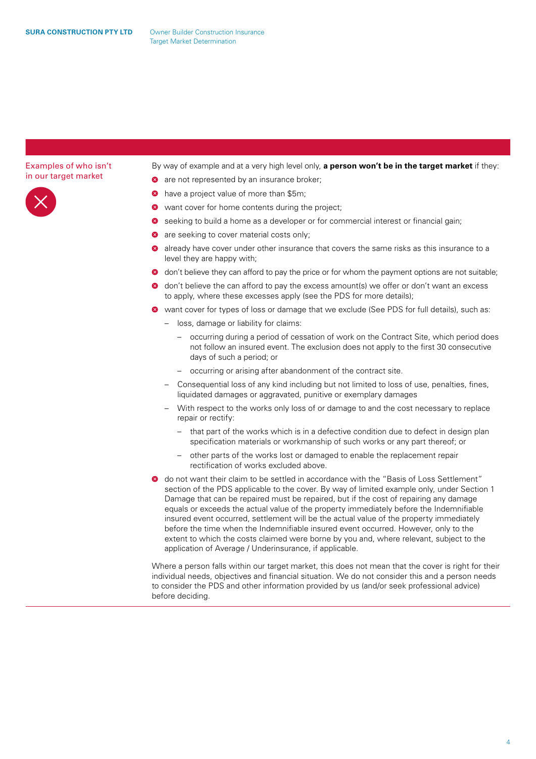## Examples of who isn't in our target market

By way of example and at a very high level only, **a person won't be in the target market** if they:

- are not represented by an insurance broker;
- have a project value of more than $5m;
- want cover for home contents during the project;
- seeking to build a home as a developer or for commercial interest or financial gain;
- are seeking to cover material costs only;
- already have cover under other insurance that covers the same risks as this insurance to a level they are happy with;
- don't believe they can afford to pay the price or for whom the payment options are not suitable;
- don't believe the can afford to pay the excess amount(s) we offer or don't want an excess to apply, where these excesses apply (see the PDS for more details);
- want cover for types of loss or damage that we exclude (See PDS for full details), such as:
  - loss, damage or liability for claims:
    - occurring during a period of cessation of work on the Contract Site, which period does not follow an insured event. The exclusion does not apply to the first 30 consecutive days of such a period; or
    - occurring or arising after abandonment of the contract site.
  - Consequential loss of any kind including but not limited to loss of use, penalties, fines, liquidated damages or aggravated, punitive or exemplary damages
  - With respect to the works only loss of or damage to and the cost necessary to replace repair or rectify:
    - that part of the works which is in a defective condition due to defect in design plan specification materials or workmanship of such works or any part thereof; or
    - other parts of the works lost or damaged to enable the replacement repair rectification of works excluded above.
- do not want their claim to be settled in accordance with the "Basis of Loss Settlement" section of the PDS applicable to the cover. By way of limited example only, under Section 1 Damage that can be repaired must be repaired, but if the cost of repairing any damage equals or exceeds the actual value of the property immediately before the Indemnifiable insured event occurred, settlement will be the actual value of the property immediately before the time when the Indemnifiable insured event occurred. However, only to the extent to which the costs claimed were borne by you and, where relevant, subject to the application of Average / Underinsurance, if applicable.

Where a person falls within our target market, this does not mean that the cover is right for their individual needs, objectives and financial situation. We do not consider this and a person needs to consider the PDS and other information provided by us (and/or seek professional advice) before deciding.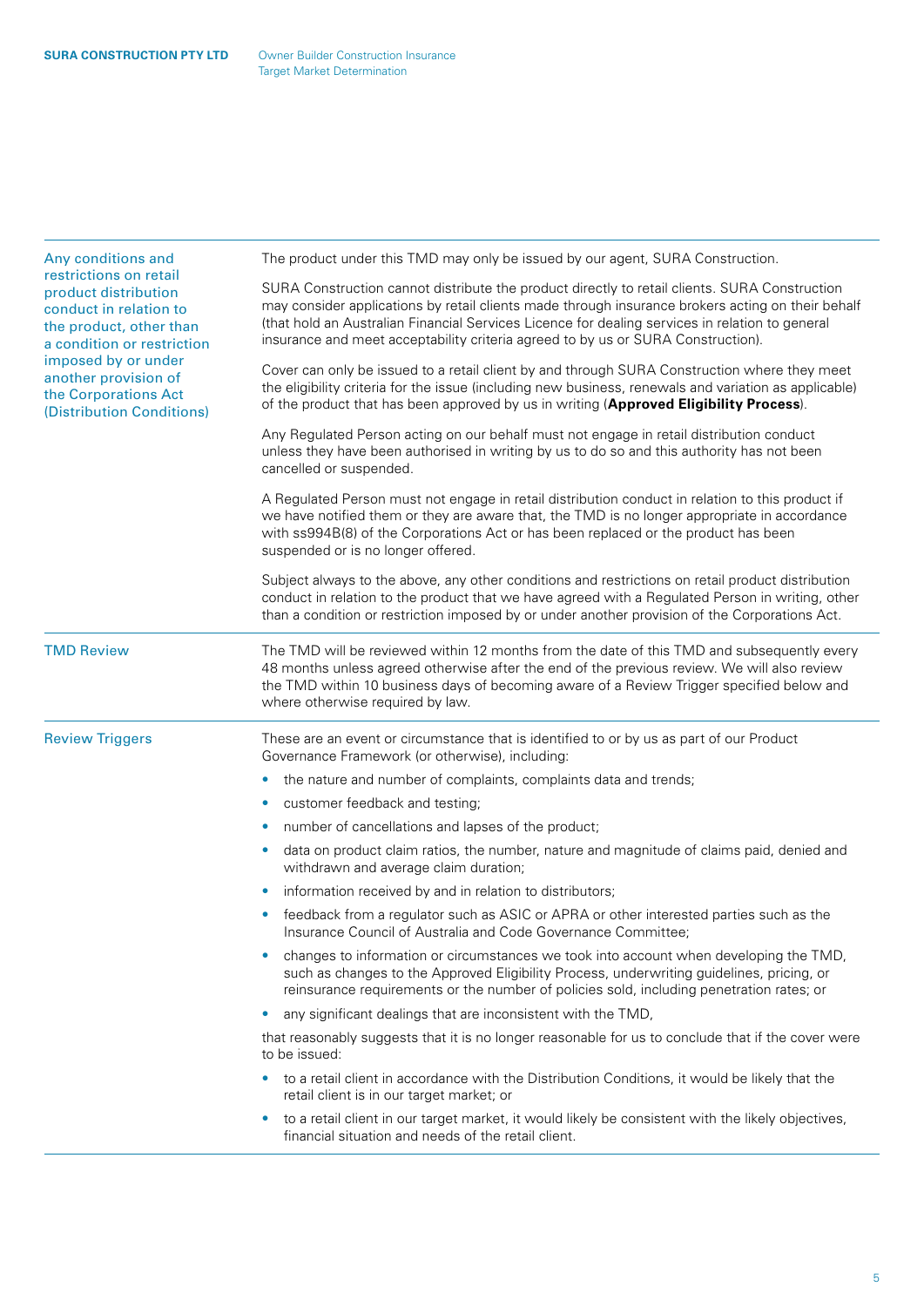| | |
|---|---|
| Any conditions and restrictions on retail product distribution conduct in relation to the product, other than a condition or restriction imposed by or under another provision of the Corporations Act (Distribution Conditions) | The product under this TMD may only be issued by our agent, SURA Construction.<br><br>SURA Construction cannot distribute the product directly to retail clients. SURA Construction may consider applications by retail clients made through insurance brokers acting on their behalf (that hold an Australian Financial Services Licence for dealing services in relation to general insurance and meet acceptability criteria agreed to by us or SURA Construction).<br><br>Cover can only be issued to a retail client by and through SURA Construction where they meet the eligibility criteria for the issue (including new business, renewals and variation as applicable) of the product that has been approved by us in writing (**Approved Eligibility Process**).<br><br>Any Regulated Person acting on our behalf must not engage in retail distribution conduct unless they have been authorised in writing by us to do so and this authority has not been cancelled or suspended.<br><br>A Regulated Person must not engage in retail distribution conduct in relation to this product if we have notified them or they are aware that, the TMD is no longer appropriate in accordance with ss994B(8) of the Corporations Act or has been replaced or the product has been suspended or is no longer offered.<br><br>Subject always to the above, any other conditions and restrictions on retail product distribution conduct in relation to the product that we have agreed with a Regulated Person in writing, other than a condition or restriction imposed by or under another provision of the Corporations Act. |
| TMD Review | The TMD will be reviewed within 12 months from the date of this TMD and subsequently every 48 months unless agreed otherwise after the end of the previous review. We will also review the TMD within 10 business days of becoming aware of a Review Trigger specified below and where otherwise required by law. |
| Review Triggers | These are an event or circumstance that is identified to or by us as part of our Product Governance Framework (or otherwise), including:<br>• the nature and number of complaints, complaints data and trends;<br>• customer feedback and testing;<br>• number of cancellations and lapses of the product;<br>• data on product claim ratios, the number, nature and magnitude of claims paid, denied and withdrawn and average claim duration;<br>• information received by and in relation to distributors;<br>• feedback from a regulator such as ASIC or APRA or other interested parties such as the Insurance Council of Australia and Code Governance Committee;<br>• changes to information or circumstances we took into account when developing the TMD, such as changes to the Approved Eligibility Process, underwriting guidelines, pricing, or reinsurance requirements or the number of policies sold, including penetration rates; or<br>• any significant dealings that are inconsistent with the TMD,<br><br>that reasonably suggests that it is no longer reasonable for us to conclude that if the cover were to be issued:<br>• to a retail client in accordance with the Distribution Conditions, it would be likely that the retail client is in our target market; or<br>• to a retail client in our target market, it would likely be consistent with the likely objectives, financial situation and needs of the retail client. |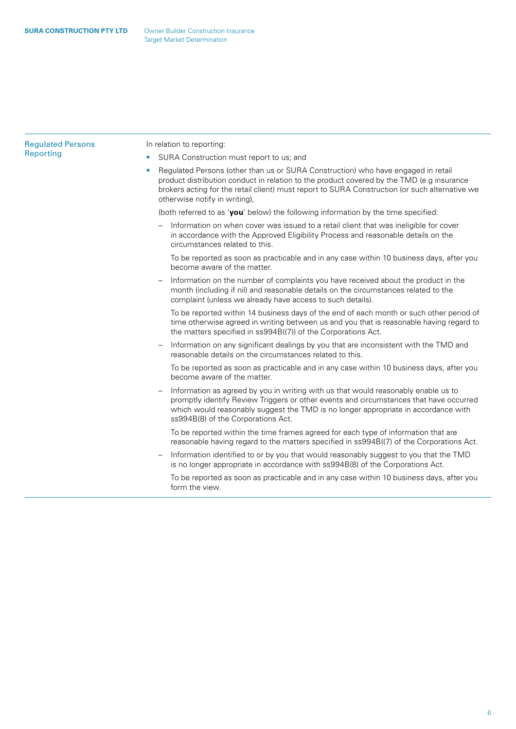| | |
|---|---|
| Regulated Persons Reporting | In relation to reporting:<br><br>• SURA Construction must report to us; and<br>• Regulated Persons (other than us or SURA Construction) who have engaged in retail product distribution conduct in relation to the product covered by the TMD (e.g insurance brokers acting for the retail client) must report to SURA Construction (or such alternative we otherwise notify in writing),<br><br>(both referred to as '**you**' below) the following information by the time specified:<br><br>– Information on when cover was issued to a retail client that was ineligible for cover in accordance with the Approved Eligibility Process and reasonable details on the circumstances related to this.<br><br>To be reported as soon as practicable and in any case within 10 business days, after you become aware of the matter.<br><br>– Information on the number of complaints you have received about the product in the month (including if nil) and reasonable details on the circumstances related to the complaint (unless we already have access to such details).<br><br>To be reported within 14 business days of the end of each month or such other period of time otherwise agreed in writing between us and you that is reasonable having regard to the matters specified in ss994B((7)) of the Corporations Act.<br><br>– Information on any significant dealings by you that are inconsistent with the TMD and reasonable details on the circumstances related to this.<br><br>To be reported as soon as practicable and in any case within 10 business days, after you become aware of the matter.<br><br>– Information as agreed by you in writing with us that would reasonably enable us to promptly identify Review Triggers or other events and circumstances that have occurred which would reasonably suggest the TMD is no longer appropriate in accordance with ss994B(8) of the Corporations Act.<br><br>To be reported within the time frames agreed for each type of information that are reasonable having regard to the matters specified in ss994B((7) of the Corporations Act.<br><br>– Information identified to or by you that would reasonably suggest to you that the TMD is no longer appropriate in accordance with ss994B(8) of the Corporations Act.<br><br>To be reported as soon as practicable and in any case within 10 business days, after you form the view. |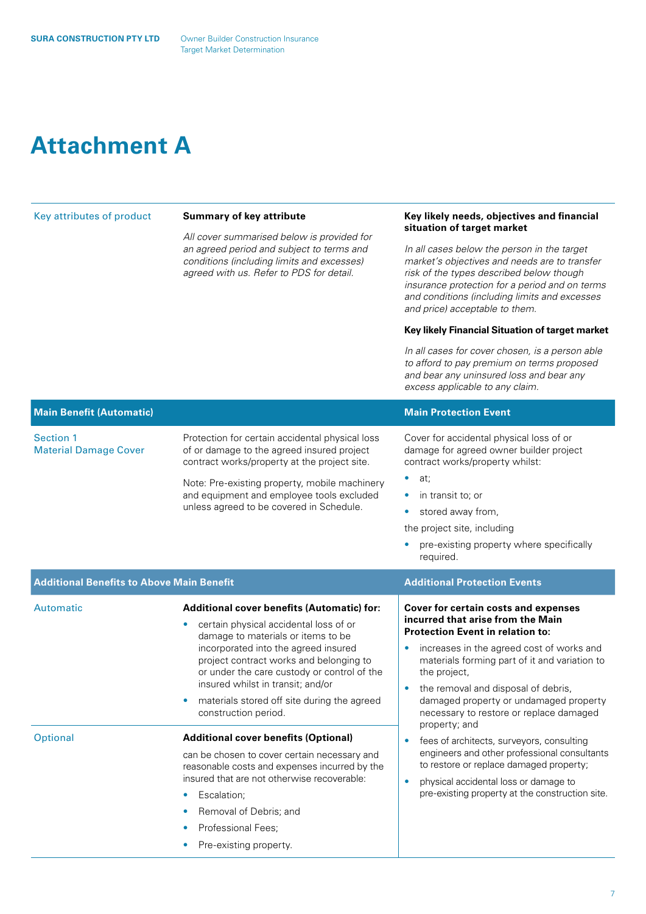# Attachment A

| Key attributes of product | Summary of key attribute | Key likely needs, objectives and financial situation of target market |
| --- | --- | --- |
| | *All cover summarised below is provided for an agreed period and subject to terms and conditions (including limits and excesses) agreed with us. Refer to PDS for detail.* | *In all cases below the person in the target market's objectives and needs are to transfer risk of the types described below though insurance protection for a period and on terms and conditions (including limits and excesses and price) acceptable to them.*<br><br>**Key likely Financial Situation of target market**<br><br>*In all cases for cover chosen, is a person able to afford to pay premium on terms proposed and bear any uninsured loss and bear any excess applicable to any claim.* |
| **Main Benefit (Automatic)** | | **Main Protection Event** |
| Section 1<br>Material Damage Cover | Protection for certain accidental physical loss of or damage to the agreed insured project contract works/property at the project site.<br><br>Note: Pre-existing property, mobile machinery and equipment and employee tools excluded unless agreed to be covered in Schedule. | Cover for accidental physical loss of or damage for agreed owner builder project contract works/property whilst:<br>• at;<br>• in transit to; or<br>• stored away from,<br>the project site, including<br>• pre-existing property where specifically required. |
| **Additional Benefits to Above Main Benefit** | | **Additional Protection Events** |
| Automatic | **Additional cover benefits (Automatic) for:**<br>• certain physical accidental loss of or damage to materials or items to be incorporated into the agreed insured project contract works and belonging to or under the care custody or control of the insured whilst in transit; and/or<br>• materials stored off site during the agreed construction period. | **Cover for certain costs and expenses incurred that arise from the Main Protection Event in relation to:**<br>• increases in the agreed cost of works and materials forming part of it and variation to the project,<br>• the removal and disposal of debris, damaged property or undamaged property necessary to restore or replace damaged property; and<br>• fees of architects, surveyors, consulting engineers and other professional consultants to restore or replace damaged property;<br>• physical accidental loss or damage to pre-existing property at the construction site. |
| Optional | **Additional cover benefits (Optional)**<br>can be chosen to cover certain necessary and reasonable costs and expenses incurred by the insured that are not otherwise recoverable:<br>• Escalation;<br>• Removal of Debris; and<br>• Professional Fees;<br>• Pre-existing property. | |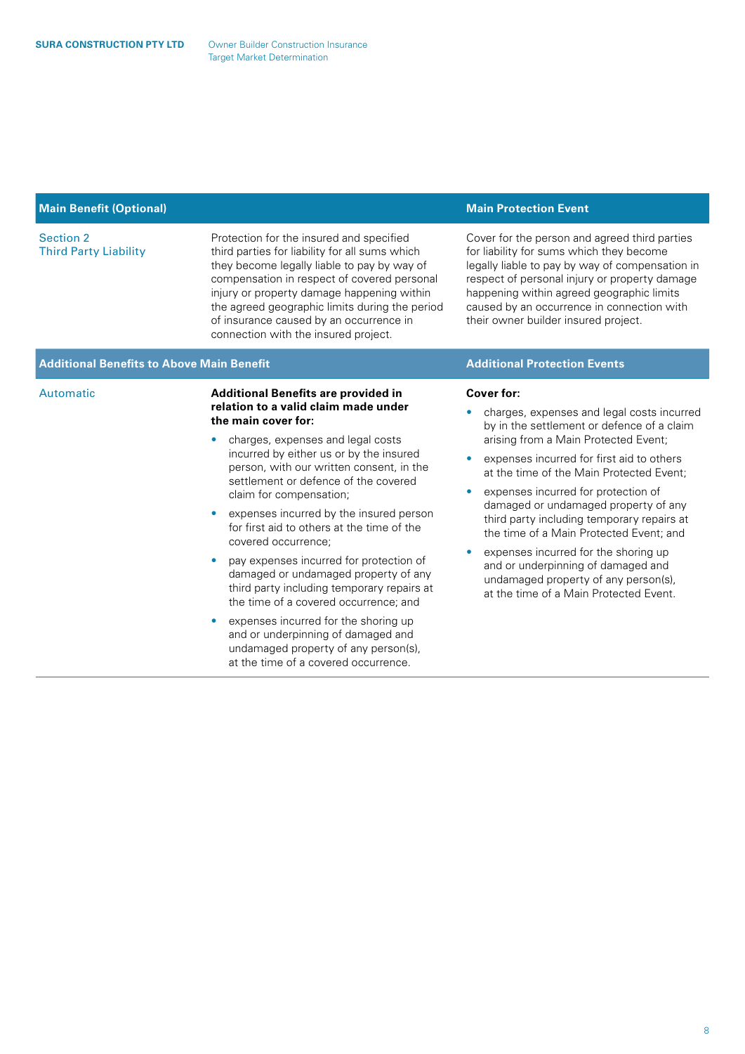| Main Benefit (Optional) | | Main Protection Event |
|---|---|---|
| Section 2<br>Third Party Liability | Protection for the insured and specified third parties for liability for all sums which they become legally liable to pay by way of compensation in respect of covered personal injury or property damage happening within the agreed geographic limits during the period of insurance caused by an occurrence in connection with the insured project. | Cover for the person and agreed third parties for liability for sums which they become legally liable to pay by way of compensation in respect of personal injury or property damage happening within agreed geographic limits caused by an occurrence in connection with their owner builder insured project. |
| **Additional Benefits to Above Main Benefit** | | **Additional Protection Events** |
| Automatic | **Additional Benefits are provided in relation to a valid claim made under the main cover for:**<br>• charges, expenses and legal costs incurred by either us or by the insured person, with our written consent, in the settlement or defence of the covered claim for compensation;<br>• expenses incurred by the insured person for first aid to others at the time of the covered occurrence;<br>• pay expenses incurred for protection of damaged or undamaged property of any third party including temporary repairs at the time of a covered occurrence; and<br>• expenses incurred for the shoring up and or underpinning of damaged and undamaged property of any person(s), at the time of a covered occurrence. | **Cover for:**<br>• charges, expenses and legal costs incurred by in the settlement or defence of a claim arising from a Main Protected Event;<br>• expenses incurred for first aid to others at the time of the Main Protected Event;<br>• expenses incurred for protection of damaged or undamaged property of any third party including temporary repairs at the time of a Main Protected Event; and<br>• expenses incurred for the shoring up and or underpinning of damaged and undamaged property of any person(s), at the time of a Main Protected Event. |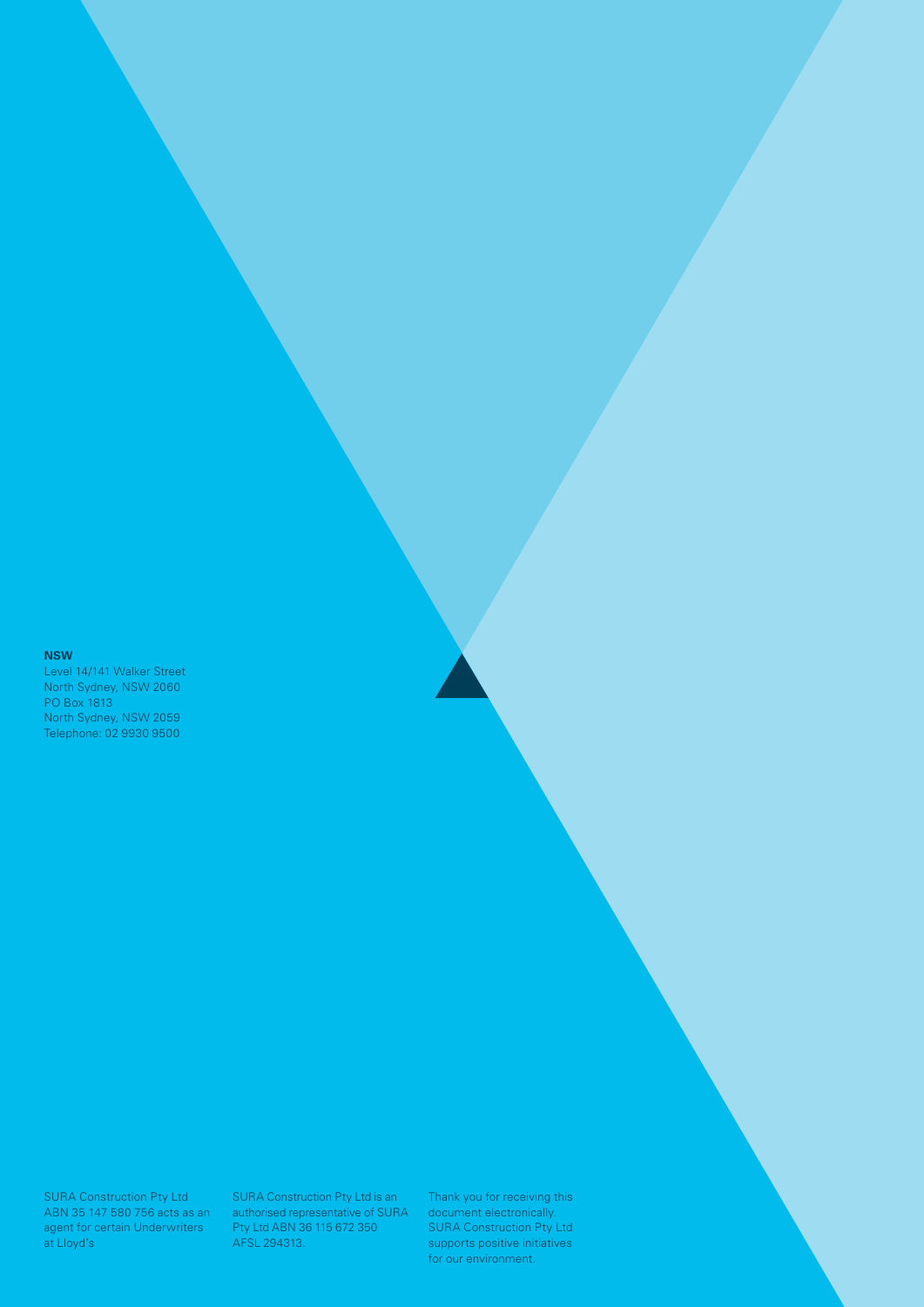**NSW**
Level 14/141 Walker Street
North Sydney, NSW 2060
PO Box 1813
North Sydney, NSW 2059
Telephone: 02 9930 9500

SURA Construction Pty Ltd ABN 35 147 580 756 acts as an agent for certain Underwriters at Lloyd's

SURA Construction Pty Ltd is an authorised representative of SURA Pty Ltd ABN 36 115 672 350 AFSL 294313.

Thank you for receiving this document electronically. SURA Construction Pty Ltd supports positive initiatives for our environment.